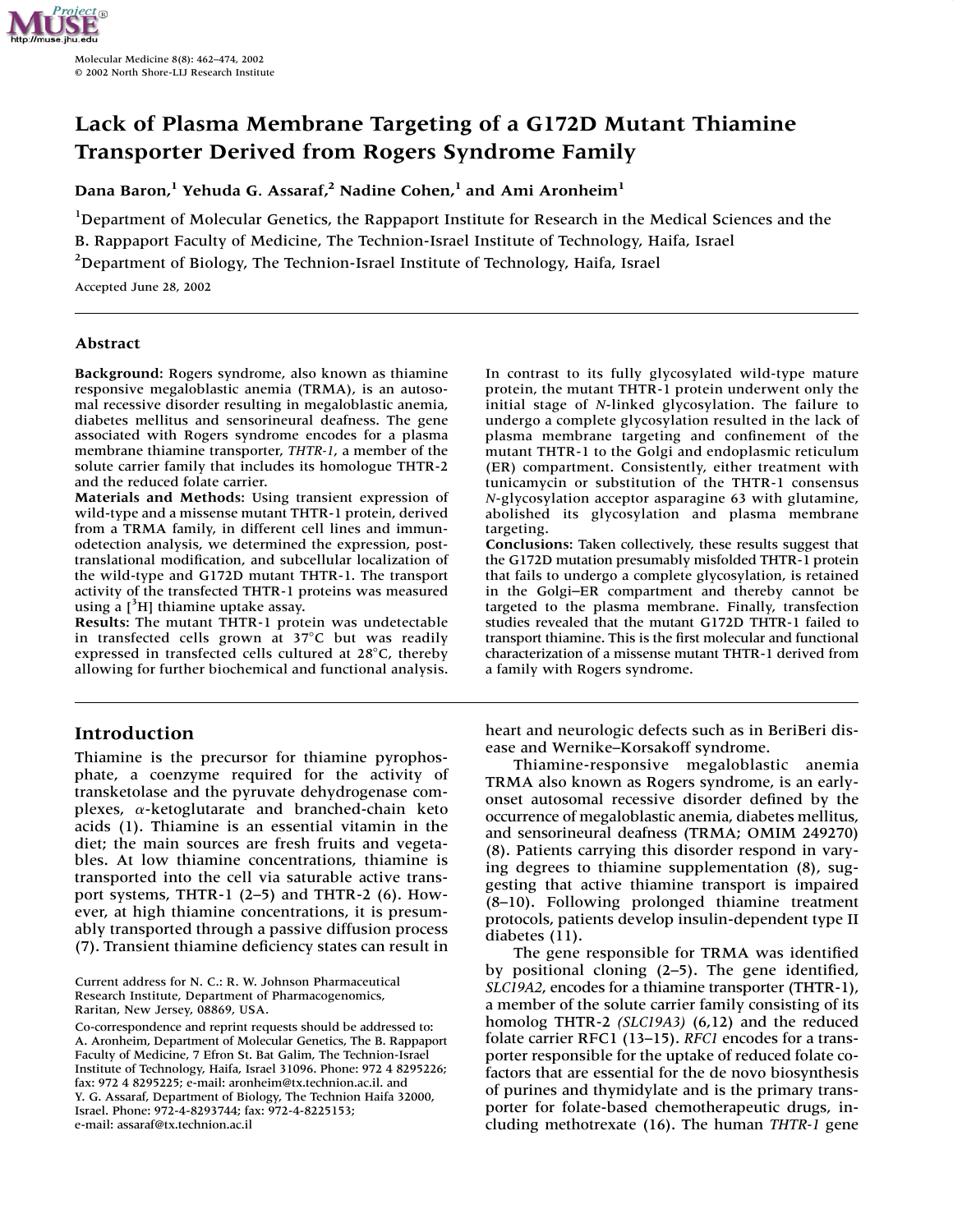# Lack of Plasma Membrane Targeting of a G172D Mutant Thiamine Transporter Derived from Rogers Syndrome Family

**Dana Baron,[1] Yehuda G. Assaraf,[2] Nadine Cohen,[1] and Ami Aronheim[1]**

[1]Department of Molecular Genetics, the Rappaport Institute for Research in the Medical Sciences and the B. Rappaport Faculty of Medicine, The Technion-Israel Institute of Technology, Haifa, Israel

[2]Department of Biology, The Technion-Israel Institute of Technology, Haifa, Israel

Accepted June 28, 2002

## Abstract

**Background**: Rogers syndrome, also known as thiamine responsive megaloblastic anemia (TRMA), is an autosomal recessive disorder resulting in megaloblastic anemia, diabetes mellitus and sensorineural deafness. The gene associated with Rogers syndrome encodes for a plasma membrane thiamine transporter, *THTR-1*, a member of the solute carrier family that includes its homologue THTR-2 and the reduced folate carrier.

**Materials and Methods**: Using transient expression of wild-type and a missense mutant THTR-1 protein, derived from a TRMA family, in different cell lines and immunodetection analysis, we determined the expression, post-translational modification, and subcellular localization of the wild-type and G172D mutant THTR-1. The transport activity of the transfected THTR-1 proteins was measured using a [$^{3}$H] thiamine uptake assay.

**Results**: The mutant THTR-1 protein was undetectable in transfected cells grown at 37°C but was readily expressed in transfected cells cultured at 28°C, thereby allowing for further biochemical and functional analysis. In contrast to its fully glycosylated wild-type mature protein, the mutant THTR-1 protein underwent only the initial stage of *N*-linked glycosylation. The failure to undergo a complete glycosylation resulted in the lack of plasma membrane targeting and confinement of the mutant THTR-1 to the Golgi and endoplasmic reticulum (ER) compartment. Consistently, either treatment with tunicamycin or substitution of the THTR-1 consensus *N*-glycosylation acceptor asparagine 63 with glutamine, abolished its glycosylation and plasma membrane targeting.

**Conclusions**: Taken collectively, these results suggest that the G172D mutation presumably misfolded THTR-1 protein that fails to undergo a complete glycosylation, is retained in the Golgi–ER compartment and thereby cannot be targeted to the plasma membrane. Finally, transfection studies revealed that the mutant G172D THTR-1 failed to transport thiamine. This is the first molecular and functional characterization of a missense mutant THTR-1 derived from a family with Rogers syndrome.

## Introduction

Thiamine is the precursor for thiamine pyrophosphate, a coenzyme required for the activity of transketolase and the pyruvate dehydrogenase complexes, $\alpha$-ketoglutarate and branched-chain keto acids (1). Thiamine is an essential vitamin in the diet; the main sources are fresh fruits and vegetables. At low thiamine concentrations, thiamine is transported into the cell via saturable active transport systems, THTR-1 (2–5) and THTR-2 (6). However, at high thiamine concentrations, it is presumably transported through a passive diffusion process (7). Transient thiamine deficiency states can result in heart and neurologic defects such as in BeriBeri disease and Wernike–Korsakoff syndrome.

Thiamine-responsive megaloblastic anemia TRMA also known as Rogers syndrome, is an early-onset autosomal recessive disorder defined by the occurrence of megaloblastic anemia, diabetes mellitus, and sensorineural deafness (TRMA; OMIM 249270) (8). Patients carrying this disorder respond in varying degrees to thiamine supplementation (8), suggesting that active thiamine transport is impaired (8–10). Following prolonged thiamine treatment protocols, patients develop insulin-dependent type II diabetes (11).

The gene responsible for TRMA was identified by positional cloning (2–5). The gene identified, *SLC19A2*, encodes for a thiamine transporter (THTR-1), a member of the solute carrier family consisting of its homolog THTR-2 *(SLC19A3)* (6,12) and the reduced folate carrier RFC1 (13–15). *RFC1* encodes for a transporter responsible for the uptake of reduced folate cofactors that are essential for the de novo biosynthesis of purines and thymidylate and is the primary transporter for folate-based chemotherapeutic drugs, including methotrexate (16). The human *THTR-1* gene

Current address for N. C.: R. W. Johnson Pharmaceutical Research Institute, Department of Pharmacogenomics, Raritan, New Jersey, 08869, USA.

Co-correspondence and reprint requests should be addressed to: A. Aronheim, Department of Molecular Genetics, The B. Rappaport Faculty of Medicine, 7 Efron St. Bat Galim, The Technion-Israel Institute of Technology, Haifa, Israel 31096. Phone: 972 4 8295226; fax: 972 4 8295225; e-mail: aronheim@tx.technion.ac.il. and Y. G. Assaraf, Department of Biology, The Technion Haifa 32000, Israel. Phone: 972-4-8293744; fax: 972-4-8225153; e-mail: assaraf@tx.technion.ac.il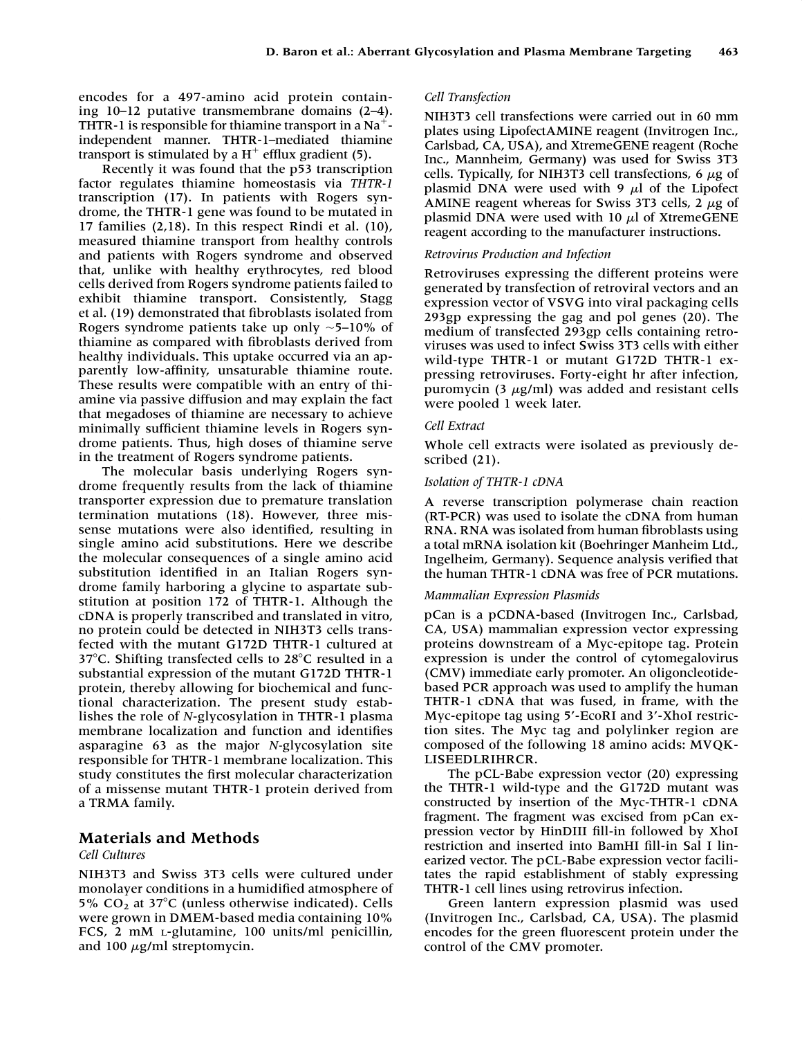encodes for a 497-amino acid protein containing 10–12 putative transmembrane domains (2–4). THTR-1 is responsible for thiamine transport in a $Na^+$-independent manner. THTR-1–mediated thiamine transport is stimulated by a $H^+$ efflux gradient (5).

Recently it was found that the p53 transcription factor regulates thiamine homeostasis via *THTR-1* transcription (17). In patients with Rogers syndrome, the THTR-1 gene was found to be mutated in 17 families (2,18). In this respect Rindi et al. (10), measured thiamine transport from healthy controls and patients with Rogers syndrome and observed that, unlike with healthy erythrocytes, red blood cells derived from Rogers syndrome patients failed to exhibit thiamine transport. Consistently, Stagg et al. (19) demonstrated that fibroblasts isolated from Rogers syndrome patients take up only ~5–10% of thiamine as compared with fibroblasts derived from healthy individuals. This uptake occurred via an apparently low-affinity, unsaturable thiamine route. These results were compatible with an entry of thiamine via passive diffusion and may explain the fact that megadoses of thiamine are necessary to achieve minimally sufficient thiamine levels in Rogers syndrome patients. Thus, high doses of thiamine serve in the treatment of Rogers syndrome patients.

The molecular basis underlying Rogers syndrome frequently results from the lack of thiamine transporter expression due to premature translation termination mutations (18). However, three missense mutations were also identified, resulting in single amino acid substitutions. Here we describe the molecular consequences of a single amino acid substitution identified in an Italian Rogers syndrome family harboring a glycine to aspartate substitution at position 172 of THTR-1. Although the cDNA is properly transcribed and translated in vitro, no protein could be detected in NIH3T3 cells transfected with the mutant G172D THTR-1 cultured at 37°C. Shifting transfected cells to 28°C resulted in a substantial expression of the mutant G172D THTR-1 protein, thereby allowing for biochemical and functional characterization. The present study establishes the role of *N*-glycosylation in THTR-1 plasma membrane localization and function and identifies asparagine 63 as the major *N*-glycosylation site responsible for THTR-1 membrane localization. This study constitutes the first molecular characterization of a missense mutant THTR-1 protein derived from a TRMA family.

## Materials and Methods

### *Cell Cultures*

NIH3T3 and Swiss 3T3 cells were cultured under monolayer conditions in a humidified atmosphere of 5% $CO_2$ at 37°C (unless otherwise indicated). Cells were grown in DMEM-based media containing 10% FCS, 2 mM L-glutamine, 100 units/ml penicillin, and 100 μg/ml streptomycin.

### *Cell Transfection*

NIH3T3 cell transfections were carried out in 60 mm plates using LipofectAMINE reagent (Invitrogen Inc., Carlsbad, CA, USA), and XtremeGENE reagent (Roche Inc., Mannheim, Germany) was used for Swiss 3T3 cells. Typically, for NIH3T3 cell transfections, 6 μg of plasmid DNA were used with 9 μl of the Lipofect AMINE reagent whereas for Swiss 3T3 cells, 2 μg of plasmid DNA were used with 10 μl of XtremeGENE reagent according to the manufacturer instructions.

### *Retrovirus Production and Infection*

Retroviruses expressing the different proteins were generated by transfection of retroviral vectors and an expression vector of VSVG into viral packaging cells 293gp expressing the gag and pol genes (20). The medium of transfected 293gp cells containing retroviruses was used to infect Swiss 3T3 cells with either wild-type THTR-1 or mutant G172D THTR-1 expressing retroviruses. Forty-eight hr after infection, puromycin (3 μg/ml) was added and resistant cells were pooled 1 week later.

### *Cell Extract*

Whole cell extracts were isolated as previously described (21).

### *Isolation of THTR-1 cDNA*

A reverse transcription polymerase chain reaction (RT-PCR) was used to isolate the cDNA from human RNA. RNA was isolated from human fibroblasts using a total mRNA isolation kit (Boehringer Manheim Ltd., Ingelheim, Germany). Sequence analysis verified that the human THTR-1 cDNA was free of PCR mutations.

### *Mammalian Expression Plasmids*

pCan is a pCDNA-based (Invitrogen Inc., Carlsbad, CA, USA) mammalian expression vector expressing proteins downstream of a Myc-epitope tag. Protein expression is under the control of cytomegalovirus (CMV) immediate early promoter. An oligoncleotide-based PCR approach was used to amplify the human THTR-1 cDNA that was fused, in frame, with the Myc-epitope tag using 5′-EcoRI and 3′-XhoI restriction sites. The Myc tag and polylinker region are composed of the following 18 amino acids: MVQKLISEEDLRIHRCR.

The pCL-Babe expression vector (20) expressing the THTR-1 wild-type and the G172D mutant was constructed by insertion of the Myc-THTR-1 cDNA fragment. The fragment was excised from pCan expression vector by HinDIII fill-in followed by XhoI restriction and inserted into BamHI fill-in Sal I linearized vector. The pCL-Babe expression vector facilitates the rapid establishment of stably expressing THTR-1 cell lines using retrovirus infection.

Green lantern expression plasmid was used (Invitrogen Inc., Carlsbad, CA, USA). The plasmid encodes for the green fluorescent protein under the control of the CMV promoter.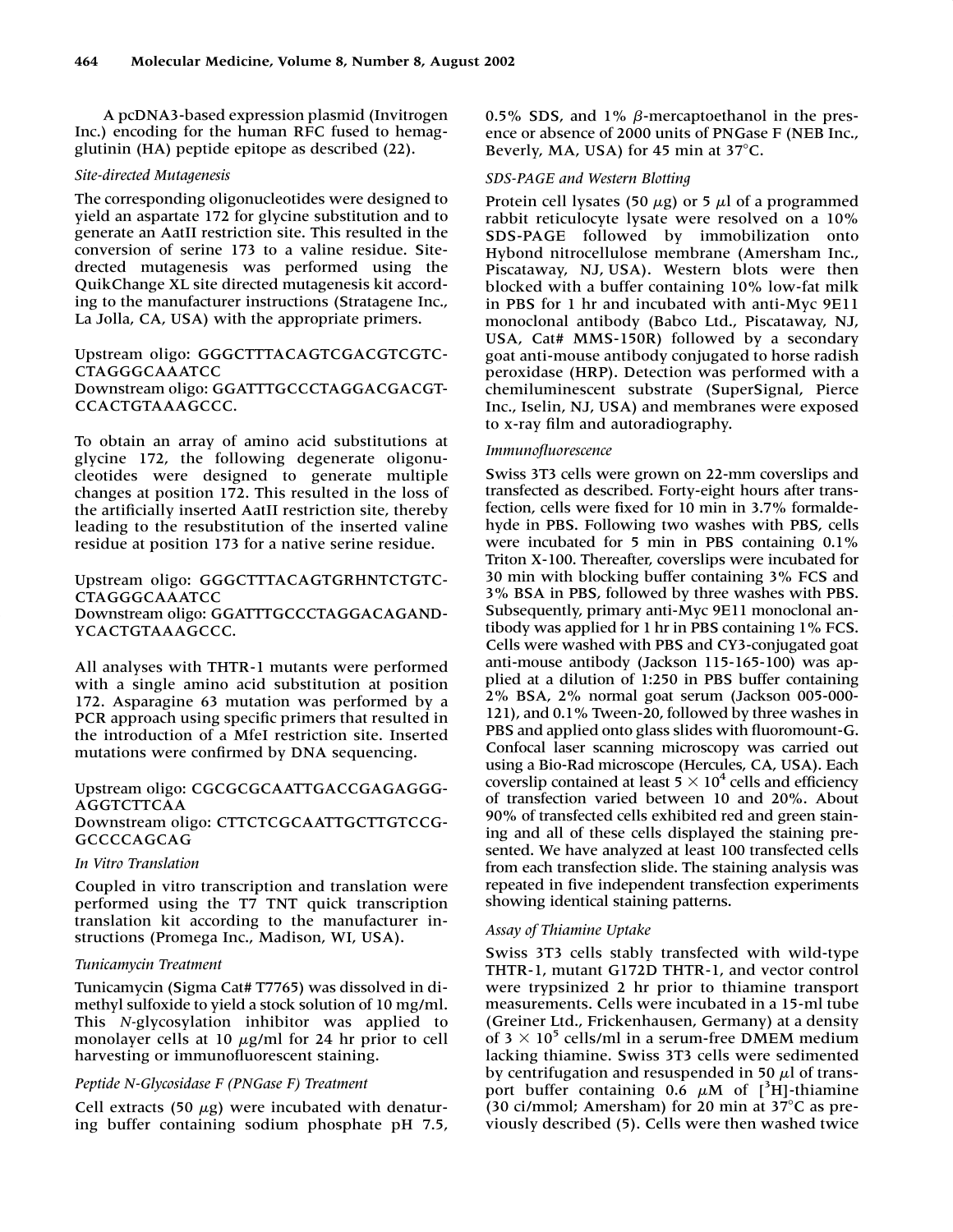A pcDNA3-based expression plasmid (Invitrogen Inc.) encoding for the human RFC fused to hemagglutinin (HA) peptide epitope as described (22).

*Site-directed Mutagenesis*

The corresponding oligonucleotides were designed to yield an aspartate 172 for glycine substitution and to generate an AatII restriction site. This resulted in the conversion of serine 173 to a valine residue. Site-drected mutagenesis was performed using the QuikChange XL site directed mutagenesis kit according to the manufacturer instructions (Stratagene Inc., La Jolla, CA, USA) with the appropriate primers.

Upstream oligo: GGGCTTTACAGTCGACGTCGTCCTAGGGCAAATCC
Downstream oligo: GGATTTGCCCTAGGACGACGTCCACTGTAAAGCCC.

To obtain an array of amino acid substitutions at glycine 172, the following degenerate oligonucleotides were designed to generate multiple changes at position 172. This resulted in the loss of the artificially inserted AatII restriction site, thereby leading to the resubstitution of the inserted valine residue at position 173 for a native serine residue.

Upstream oligo: GGGCTTTACAGTGRHNTCTGTCCTAGGGCAAATCC
Downstream oligo: GGATTTGCCCTAGGACAGANDYCACTGTAAAGCCC.

All analyses with THTR-1 mutants were performed with a single amino acid substitution at position 172. Asparagine 63 mutation was performed by a PCR approach using specific primers that resulted in the introduction of a MfeI restriction site. Inserted mutations were confirmed by DNA sequencing.

Upstream oligo: CGCGCGCAATTGACCGAGAGGGAGGTCTTCAA
Downstream oligo: CTTCTCGCAATTGCTTGTCCGGCCCCAGCAG

*In Vitro Translation*

Coupled in vitro transcription and translation were performed using the T7 TNT quick transcription translation kit according to the manufacturer instructions (Promega Inc., Madison, WI, USA).

*Tunicamycin Treatment*

Tunicamycin (Sigma Cat# T7765) was dissolved in dimethyl sulfoxide to yield a stock solution of 10 mg/ml. This *N*-glycosylation inhibitor was applied to monolayer cells at 10 $\mu$g/ml for 24 hr prior to cell harvesting or immunofluorescent staining.

*Peptide N-Glycosidase F (PNGase F) Treatment*

Cell extracts (50 $\mu$g) were incubated with denaturing buffer containing sodium phosphate pH 7.5, 0.5% SDS, and 1% $\beta$-mercaptoethanol in the presence or absence of 2000 units of PNGase F (NEB Inc., Beverly, MA, USA) for 45 min at 37°C.

*SDS-PAGE and Western Blotting*

Protein cell lysates (50 $\mu$g) or 5 $\mu$l of a programmed rabbit reticulocyte lysate were resolved on a 10% SDS-PAGE followed by immobilization onto Hybond nitrocellulose membrane (Amersham Inc., Piscataway, NJ, USA). Western blots were then blocked with a buffer containing 10% low-fat milk in PBS for 1 hr and incubated with anti-Myc 9E11 monoclonal antibody (Babco Ltd., Piscataway, NJ, USA, Cat# MMS-150R) followed by a secondary goat anti-mouse antibody conjugated to horse radish peroxidase (HRP). Detection was performed with a chemiluminescent substrate (SuperSignal, Pierce Inc., Iselin, NJ, USA) and membranes were exposed to x-ray film and autoradiography.

*Immunofluorescence*

Swiss 3T3 cells were grown on 22-mm coverslips and transfected as described. Forty-eight hours after transfection, cells were fixed for 10 min in 3.7% formaldehyde in PBS. Following two washes with PBS, cells were incubated for 5 min in PBS containing 0.1% Triton X-100. Thereafter, coverslips were incubated for 30 min with blocking buffer containing 3% FCS and 3% BSA in PBS, followed by three washes with PBS. Subsequently, primary anti-Myc 9E11 monoclonal antibody was applied for 1 hr in PBS containing 1% FCS. Cells were washed with PBS and CY3-conjugated goat anti-mouse antibody (Jackson 115-165-100) was applied at a dilution of 1:250 in PBS buffer containing 2% BSA, 2% normal goat serum (Jackson 005-000-121), and 0.1% Tween-20, followed by three washes in PBS and applied onto glass slides with fluoromount-G. Confocal laser scanning microscopy was carried out using a Bio-Rad microscope (Hercules, CA, USA). Each coverslip contained at least $5 \times 10^4$ cells and efficiency of transfection varied between 10 and 20%. About 90% of transfected cells exhibited red and green staining and all of these cells displayed the staining presented. We have analyzed at least 100 transfected cells from each transfection slide. The staining analysis was repeated in five independent transfection experiments showing identical staining patterns.

*Assay of Thiamine Uptake*

Swiss 3T3 cells stably transfected with wild-type THTR-1, mutant G172D THTR-1, and vector control were trypsinized 2 hr prior to thiamine transport measurements. Cells were incubated in a 15-ml tube (Greiner Ltd., Frickenhausen, Germany) at a density of $3 \times 10^5$ cells/ml in a serum-free DMEM medium lacking thiamine. Swiss 3T3 cells were sedimented by centrifugation and resuspended in 50 $\mu$l of transport buffer containing 0.6 $\mu$M of [$^3$H]-thiamine (30 ci/mmol; Amersham) for 20 min at 37°C as previously described (5). Cells were then washed twice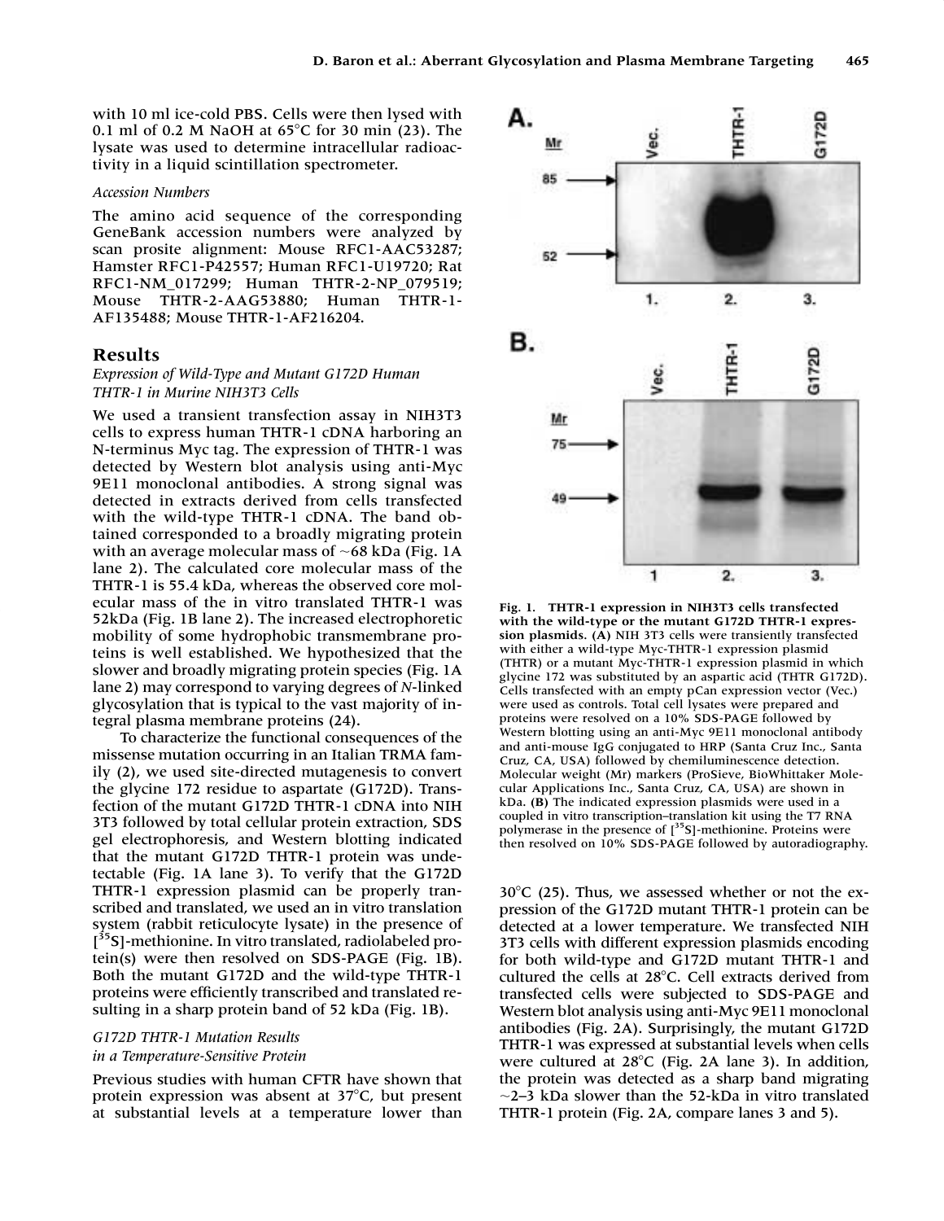with 10 ml ice-cold PBS. Cells were then lysed with 0.1 ml of 0.2 M NaOH at 65°C for 30 min (23). The lysate was used to determine intracellular radioactivity in a liquid scintillation spectrometer.

*Accession Numbers*

The amino acid sequence of the corresponding GeneBank accession numbers were analyzed by scan prosite alignment: Mouse RFC1-AAC53287; Hamster RFC1-P42557; Human RFC1-U19720; Rat RFC1-NM_017299; Human THTR-2-NP_079519; Mouse THTR-2-AAG53880; Human THTR-1-AF135488; Mouse THTR-1-AF216204.

## Results

### *Expression of Wild-Type and Mutant G172D Human THTR-1 in Murine NIH3T3 Cells*

We used a transient transfection assay in NIH3T3 cells to express human THTR-1 cDNA harboring an N-terminus Myc tag. The expression of THTR-1 was detected by Western blot analysis using anti-Myc 9E11 monoclonal antibodies. A strong signal was detected in extracts derived from cells transfected with the wild-type THTR-1 cDNA. The band obtained corresponded to a broadly migrating protein with an average molecular mass of ~68 kDa (Fig. 1A lane 2). The calculated core molecular mass of the THTR-1 is 55.4 kDa, whereas the observed core molecular mass of the in vitro translated THTR-1 was 52kDa (Fig. 1B lane 2). The increased electrophoretic mobility of some hydrophobic transmembrane proteins is well established. We hypothesized that the slower and broadly migrating protein species (Fig. 1A lane 2) may correspond to varying degrees of *N*-linked glycosylation that is typical to the vast majority of integral plasma membrane proteins (24).

To characterize the functional consequences of the missense mutation occurring in an Italian TRMA family (2), we used site-directed mutagenesis to convert the glycine 172 residue to aspartate (G172D). Transfection of the mutant G172D THTR-1 cDNA into NIH 3T3 followed by total cellular protein extraction, SDS gel electrophoresis, and Western blotting indicated that the mutant G172D THTR-1 protein was undetectable (Fig. 1A lane 3). To verify that the G172D THTR-1 expression plasmid can be properly transcribed and translated, we used an in vitro translation system (rabbit reticulocyte lysate) in the presence of [$^{35}$S]-methionine. In vitro translated, radiolabeled protein(s) were then resolved on SDS-PAGE (Fig. 1B). Both the mutant G172D and the wild-type THTR-1 proteins were efficiently transcribed and translated resulting in a sharp protein band of 52 kDa (Fig. 1B).

**Fig. 1. THTR-1 expression in NIH3T3 cells transfected with the wild-type or the mutant G172D THTR-1 expression plasmids. (A)** NIH 3T3 cells were transiently transfected with either a wild-type Myc-THTR-1 expression plasmid (THTR) or a mutant Myc-THTR-1 expression plasmid in which glycine 172 was substituted by an aspartic acid (THTR G172D). Cells transfected with an empty pCan expression vector (Vec.) were used as controls. Total cell lysates were prepared and proteins were resolved on a 10% SDS-PAGE followed by Western blotting using an anti-Myc 9E11 monoclonal antibody and anti-mouse IgG conjugated to HRP (Santa Cruz Inc., Santa Cruz, CA, USA) followed by chemiluminescence detection. Molecular weight (Mr) markers (ProSieve, BioWhittaker Molecular Applications Inc., Santa Cruz, CA, USA) are shown in kDa. **(B)** The indicated expression plasmids were used in a coupled in vitro transcription–translation kit using the T7 RNA polymerase in the presence of [$^{35}$S]-methionine. Proteins were then resolved on 10% SDS-PAGE followed by autoradiography.

### *G172D THTR-1 Mutation Results in a Temperature-Sensitive Protein*

Previous studies with human CFTR have shown that protein expression was absent at 37°C, but present at substantial levels at a temperature lower than 30°C (25). Thus, we assessed whether or not the expression of the G172D mutant THTR-1 protein can be detected at a lower temperature. We transfected NIH 3T3 cells with different expression plasmids encoding for both wild-type and G172D mutant THTR-1 and cultured the cells at 28°C. Cell extracts derived from transfected cells were subjected to SDS-PAGE and Western blot analysis using anti-Myc 9E11 monoclonal antibodies (Fig. 2A). Surprisingly, the mutant G172D THTR-1 was expressed at substantial levels when cells were cultured at 28°C (Fig. 2A lane 3). In addition, the protein was detected as a sharp band migrating ~2–3 kDa slower than the 52-kDa in vitro translated THTR-1 protein (Fig. 2A, compare lanes 3 and 5).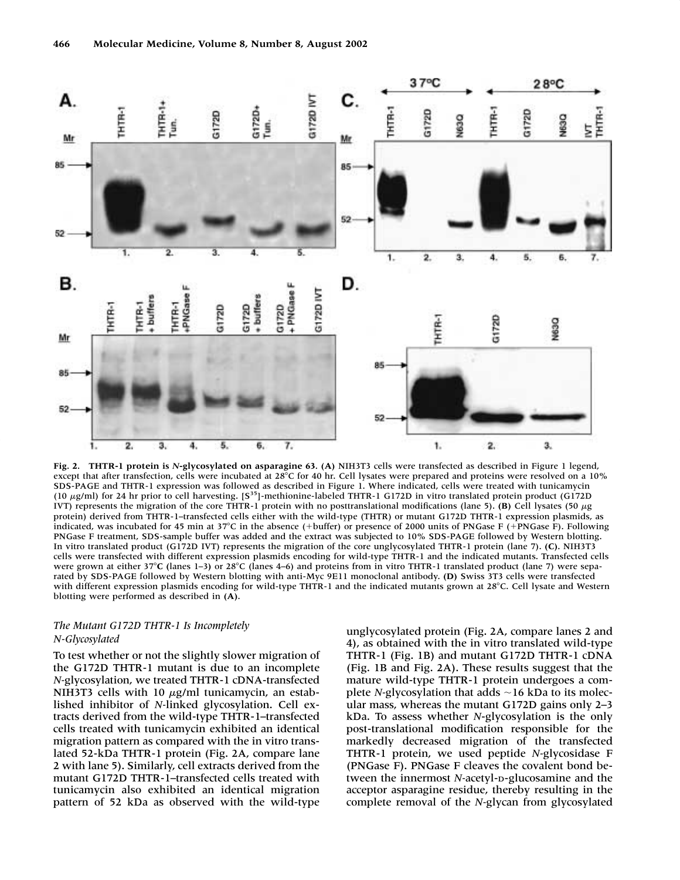**Fig. 2. THTR-1 protein is *N*-glycosylated on asparagine 63. (A)** NIH3T3 cells were transfected as described in Figure 1 legend, except that after transfection, cells were incubated at 28°C for 40 hr. Cell lysates were prepared and proteins were resolved on a 10% SDS-PAGE and THTR-1 expression was followed as described in Figure 1. Where indicated, cells were treated with tunicamycin (10 μg/ml) for 24 hr prior to cell harvesting. [$S^{35}$]-methionine-labeled THTR-1 G172D in vitro translated protein product (G172D IVT) represents the migration of the core THTR-1 protein with no posttranslational modifications (lane 5). **(B)** Cell lysates (50 μg protein) derived from THTR-1–transfected cells either with the wild-type (THTR) or mutant G172D THTR-1 expression plasmids, as indicated, was incubated for 45 min at 37°C in the absence (+buffer) or presence of 2000 units of PNGase F (+PNGase F). Following PNGase F treatment, SDS-sample buffer was added and the extract was subjected to 10% SDS-PAGE followed by Western blotting. In vitro translated product (G172D IVT) represents the migration of the core unglycosylated THTR-1 protein (lane 7). **(C)**. NIH3T3 cells were transfected with different expression plasmids encoding for wild-type THTR-1 and the indicated mutants. Transfected cells were grown at either 37°C (lanes 1–3) or 28°C (lanes 4–6) and proteins from in vitro THTR-1 translated product (lane 7) were separated by SDS-PAGE followed by Western blotting with anti-Myc 9E11 monoclonal antibody. **(D)** Swiss 3T3 cells were transfected with different expression plasmids encoding for wild-type THTR-1 and the indicated mutants grown at 28°C. Cell lysate and Western blotting were performed as described in **(A)**.

### *The Mutant G172D THTR-1 Is Incompletely N-Glycosylated*

To test whether or not the slightly slower migration of the G172D THTR-1 mutant is due to an incomplete *N*-glycosylation, we treated THTR-1 cDNA-transfected NIH3T3 cells with 10 μg/ml tunicamycin, an established inhibitor of *N*-linked glycosylation. Cell extracts derived from the wild-type THTR-1–transfected cells treated with tunicamycin exhibited an identical migration pattern as compared with the in vitro translated 52-kDa THTR-1 protein (Fig. 2A, compare lane 2 with lane 5). Similarly, cell extracts derived from the mutant G172D THTR-1–transfected cells treated with tunicamycin also exhibited an identical migration pattern of 52 kDa as observed with the wild-type unglycosylated protein (Fig. 2A, compare lanes 2 and 4), as obtained with the in vitro translated wild-type THTR-1 (Fig. 1B) and mutant G172D THTR-1 cDNA (Fig. 1B and Fig. 2A). These results suggest that the mature wild-type THTR-1 protein undergoes a complete *N*-glycosylation that adds ~16 kDa to its molecular mass, whereas the mutant G172D gains only 2–3 kDa. To assess whether *N*-glycosylation is the only post-translational modification responsible for the markedly decreased migration of the transfected THTR-1 protein, we used peptide *N*-glycosidase F (PNGase F). PNGase F cleaves the covalent bond between the innermost *N*-acetyl-D-glucosamine and the acceptor asparagine residue, thereby resulting in the complete removal of the *N*-glycan from glycosylated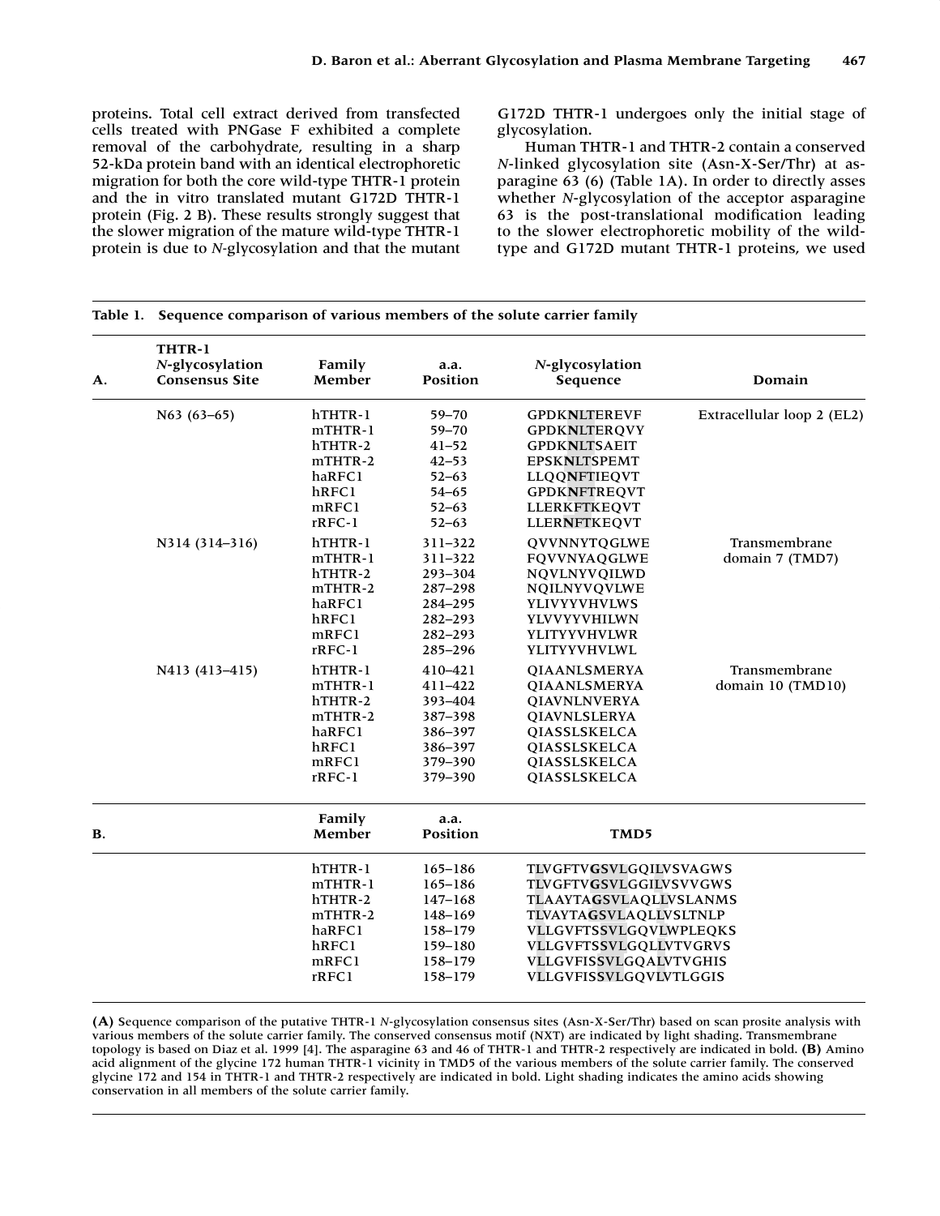proteins. Total cell extract derived from transfected cells treated with PNGase F exhibited a complete removal of the carbohydrate, resulting in a sharp 52-kDa protein band with an identical electrophoretic migration for both the core wild-type THTR-1 protein and the in vitro translated mutant G172D THTR-1 protein (Fig. 2 B). These results strongly suggest that the slower migration of the mature wild-type THTR-1 protein is due to *N*-glycosylation and that the mutant G172D THTR-1 undergoes only the initial stage of glycosylation.

Human THTR-1 and THTR-2 contain a conserved *N*-linked glycosylation site (Asn-X-Ser/Thr) at asparagine 63 (6) (Table 1A). In order to directly asses whether *N*-glycosylation of the acceptor asparagine 63 is the post-translational modification leading to the slower electrophoretic mobility of the wild-type and G172D mutant THTR-1 proteins, we used

**Table 1. Sequence comparison of various members of the solute carrier family**

| A. | THTR-1 *N*-glycosylation Consensus Site | Family Member | a.a. Position | *N*-glycosylation Sequence | Domain |
|---|---|---|---|---|---|
| | N63 (63–65) | hTHTR-1 | 59–70 | GPDK**N**LTEREVF | Extracellular loop 2 (EL2) |
| | | mTHTR-1 | 59–70 | GPDK**N**LTERQVY | |
| | | hTHTR-2 | 41–52 | GPDK**N**LTSAEIT | |
| | | mTHTR-2 | 42–53 | EPSK**N**LTSPEMT | |
| | | haRFC1 | 52–63 | LLQQ**N**FTIEQVT | |
| | | hRFC1 | 54–65 | GPDK**N**FTREQVT | |
| | | mRFC1 | 52–63 | LLERKFTKEQVT | |
| | | rRFC-1 | 52–63 | LLER**N**FTKEQVT | |
| | N314 (314–316) | hTHTR-1 | 311–322 | QVVNNYTQGLWE | Transmembrane domain 7 (TMD7) |
| | | mTHTR-1 | 311–322 | FQVVNYAQGLWE | |
| | | hTHTR-2 | 293–304 | NQVLNYVQILWD | |
| | | mTHTR-2 | 287–298 | NQILNYVQVLWE | |
| | | haRFC1 | 284–295 | YLIVYYVHVLWS | |
| | | hRFC1 | 282–293 | YLVVYYVHILWN | |
| | | mRFC1 | 282–293 | YLITYYVHVLWR | |
| | | rRFC-1 | 285–296 | YLITYYVHVLWL | |
| | N413 (413–415) | hTHTR-1 | 410–421 | QIAANLSMERYA | Transmembrane domain 10 (TMD10) |
| | | mTHTR-1 | 411–422 | QIAANLSMERYA | |
| | | hTHTR-2 | 393–404 | QIAVNLNVERYA | |
| | | mTHTR-2 | 387–398 | QIAVNLSLERYA | |
| | | haRFC1 | 386–397 | QIASSLSKELCA | |
| | | hRFC1 | 386–397 | QIASSLSKELCA | |
| | | mRFC1 | 379–390 | QIASSLSKELCA | |
| | | rRFC-1 | 379–390 | QIASSLSKELCA | |

| B. | Family Member | a.a. Position | TMD5 |
|---|---|---|---|
| | hTHTR-1 | 165–186 | TLVGFTV**G**SVLGQILVSVAGWS |
| | mTHTR-1 | 165–186 | TLVGFTV**G**SVLGGILVSVVGWS |
| | hTHTR-2 | 147–168 | TLAAYTA**G**SVLAQLLVSLANMS |
| | mTHTR-2 | 148–169 | TLVAYTA**G**SVLAQLLVSLTNLP |
| | haRFC1 | 158–179 | VLLGVFTSSVLGQVLWPLEQKS |
| | hRFC1 | 159–180 | VLLGVFTSSVLGQLLVTVGRVS |
| | mRFC1 | 158–179 | VLLGVFISSVLGQALVTVGHIS |
| | rRFC1 | 158–179 | VLLGVFISSVLGQVLVTLGGIS |

**(A)** Sequence comparison of the putative THTR-1 *N*-glycosylation consensus sites (Asn-X-Ser/Thr) based on scan prosite analysis with various members of the solute carrier family. The conserved consensus motif (NXT) are indicated by light shading. Transmembrane topology is based on Diaz et al. 1999 [4]. The asparagine 63 and 46 of THTR-1 and THTR-2 respectively are indicated in bold. **(B)** Amino acid alignment of the glycine 172 human THTR-1 vicinity in TMD5 of the various members of the solute carrier family. The conserved glycine 172 and 154 in THTR-1 and THTR-2 respectively are indicated in bold. Light shading indicates the amino acids showing conservation in all members of the solute carrier family.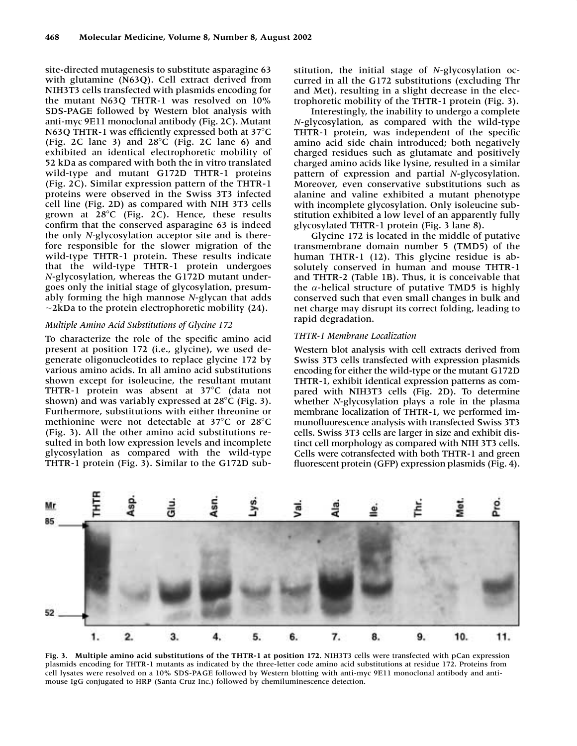site-directed mutagenesis to substitute asparagine 63 with glutamine (N63Q). Cell extract derived from NIH3T3 cells transfected with plasmids encoding for the mutant N63Q THTR-1 was resolved on 10% SDS-PAGE followed by Western blot analysis with anti-myc 9E11 monoclonal antibody (Fig. 2C). Mutant N63Q THTR-1 was efficiently expressed both at 37°C (Fig. 2C lane 3) and 28°C (Fig. 2C lane 6) and exhibited an identical electrophoretic mobility of 52 kDa as compared with both the in vitro translated wild-type and mutant G172D THTR-1 proteins (Fig. 2C). Similar expression pattern of the THTR-1 proteins were observed in the Swiss 3T3 infected cell line (Fig. 2D) as compared with NIH 3T3 cells grown at 28°C (Fig. 2C). Hence, these results confirm that the conserved asparagine 63 is indeed the only *N*-glycosylation acceptor site and is therefore responsible for the slower migration of the wild-type THTR-1 protein. These results indicate that the wild-type THTR-1 protein undergoes *N*-glycosylation, whereas the G172D mutant undergoes only the initial stage of glycosylation, presumably forming the high mannose *N*-glycan that adds ~2kDa to the protein electrophoretic mobility (24).

### *Multiple Amino Acid Substitutions of Glycine 172*

To characterize the role of the specific amino acid present at position 172 (i.e., glycine), we used degenerate oligonucleotides to replace glycine 172 by various amino acids. In all amino acid substitutions shown except for isoleucine, the resultant mutant THTR-1 protein was absent at 37°C (data not shown) and was variably expressed at 28°C (Fig. 3). Furthermore, substitutions with either threonine or methionine were not detectable at 37°C or 28°C (Fig. 3). All the other amino acid substitutions resulted in both low expression levels and incomplete glycosylation as compared with the wild-type THTR-1 protein (Fig. 3). Similar to the G172D substitution, the initial stage of *N*-glycosylation occurred in all the G172 substitutions (excluding Thr and Met), resulting in a slight decrease in the electrophoretic mobility of the THTR-1 protein (Fig. 3).

Interestingly, the inability to undergo a complete *N*-glycosylation, as compared with the wild-type THTR-1 protein, was independent of the specific amino acid side chain introduced; both negatively charged residues such as glutamate and positively charged amino acids like lysine, resulted in a similar pattern of expression and partial *N*-glycosylation. Moreover, even conservative substitutions such as alanine and valine exhibited a mutant phenotype with incomplete glycosylation. Only isoleucine substitution exhibited a low level of an apparently fully glycosylated THTR-1 protein (Fig. 3 lane 8).

Glycine 172 is located in the middle of putative transmembrane domain number 5 (TMD5) of the human THTR-1 (12). This glycine residue is absolutely conserved in human and mouse THTR-1 and THTR-2 (Table 1B). Thus, it is conceivable that the $\alpha$-helical structure of putative TMD5 is highly conserved such that even small changes in bulk and net charge may disrupt its correct folding, leading to rapid degradation.

### *THTR-1 Membrane Localization*

Western blot analysis with cell extracts derived from Swiss 3T3 cells transfected with expression plasmids encoding for either the wild-type or the mutant G172D THTR-1, exhibit identical expression patterns as compared with NIH3T3 cells (Fig. 2D). To determine whether *N*-glycosylation plays a role in the plasma membrane localization of THTR-1, we performed immunofluorescence analysis with transfected Swiss 3T3 cells. Swiss 3T3 cells are larger in size and exhibit distinct cell morphology as compared with NIH 3T3 cells. Cells were cotransfected with both THTR-1 and green fluorescent protein (GFP) expression plasmids (Fig. 4).

**Fig. 3. Multiple amino acid substitutions of the THTR-1 at position 172.** NIH3T3 cells were transfected with pCan expression plasmids encoding for THTR-1 mutants as indicated by the three-letter code amino acid substitutions at residue 172. Proteins from cell lysates were resolved on a 10% SDS-PAGE followed by Western blotting with anti-myc 9E11 monoclonal antibody and anti-mouse IgG conjugated to HRP (Santa Cruz Inc.) followed by chemiluminescence detection.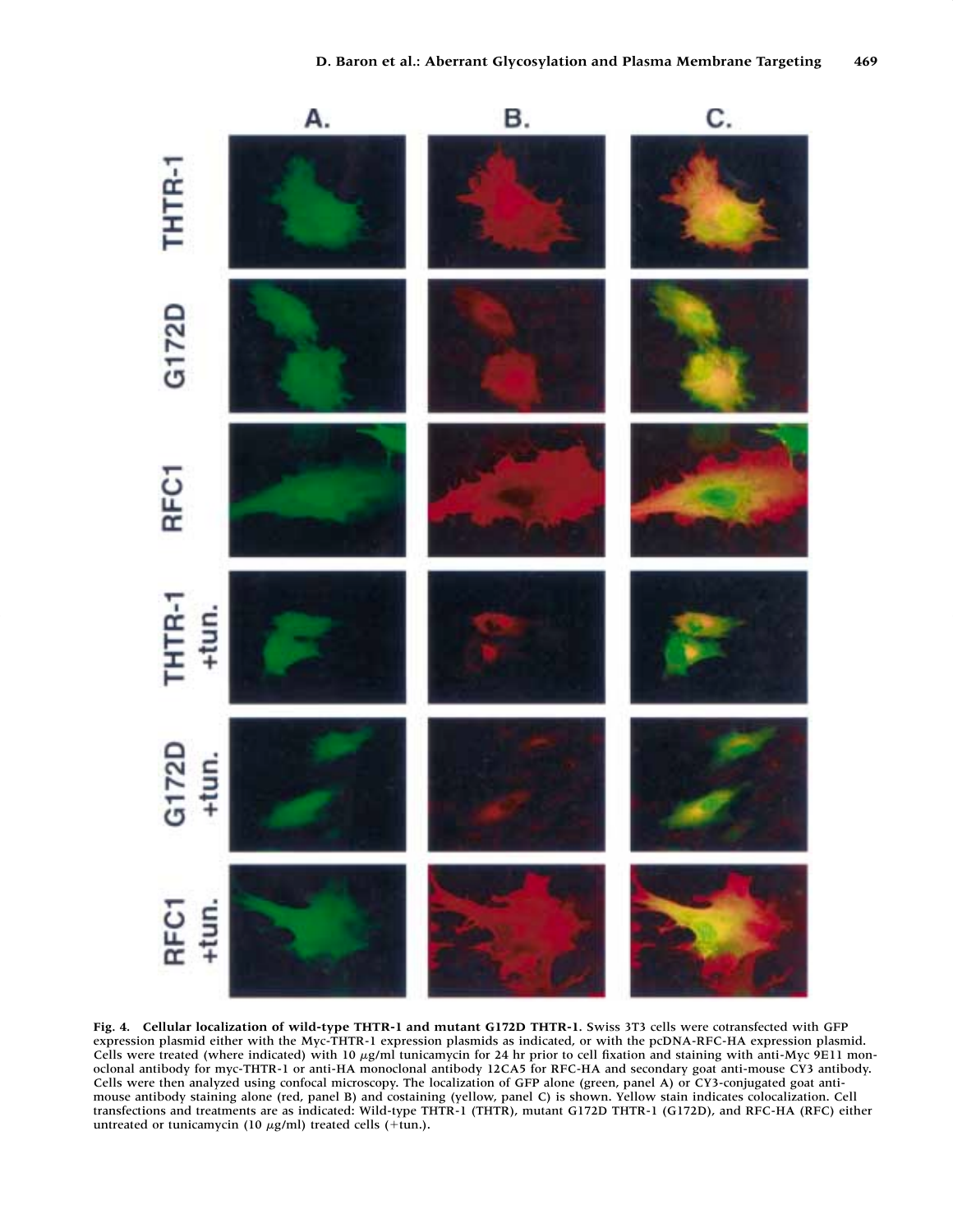**Fig. 4. Cellular localization of wild-type THTR-1 and mutant G172D THTR-1.** Swiss 3T3 cells were cotransfected with GFP expression plasmid either with the Myc-THTR-1 expression plasmids as indicated, or with the pcDNA-RFC-HA expression plasmid. Cells were treated (where indicated) with 10 $\mu$g/ml tunicamycin for 24 hr prior to cell fixation and staining with anti-Myc 9E11 monoclonal antibody for myc-THTR-1 or anti-HA monoclonal antibody 12CA5 for RFC-HA and secondary goat anti-mouse CY3 antibody. Cells were then analyzed using confocal microscopy. The localization of GFP alone (green, panel A) or CY3-conjugated goat anti-mouse antibody staining alone (red, panel B) and costaining (yellow, panel C) is shown. Yellow stain indicates colocalization. Cell transfections and treatments are as indicated: Wild-type THTR-1 (THTR), mutant G172D THTR-1 (G172D), and RFC-HA (RFC) either untreated or tunicamycin (10 $\mu$g/ml) treated cells (+tun.).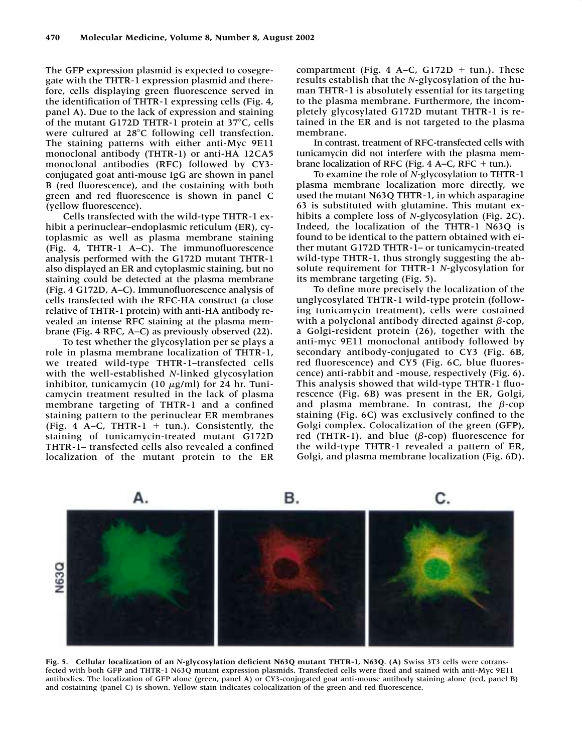The GFP expression plasmid is expected to cosegregate with the THTR-1 expression plasmid and therefore, cells displaying green fluorescence served in the identification of THTR-1 expressing cells (Fig. 4, panel A). Due to the lack of expression and staining of the mutant G172D THTR-1 protein at 37°C, cells were cultured at 28°C following cell transfection. The staining patterns with either anti-Myc 9E11 monoclonal antibody (THTR-1) or anti-HA 12CA5 monoclonal antibodies (RFC) followed by CY3-conjugated goat anti-mouse IgG are shown in panel B (red fluorescence), and the costaining with both green and red fluorescence is shown in panel C (yellow fluorescence).

Cells transfected with the wild-type THTR-1 exhibit a perinuclear–endoplasmic reticulum (ER), cytoplasmic as well as plasma membrane staining (Fig. 4, THTR-1 A–C). The immunofluorescence analysis performed with the G172D mutant THTR-1 also displayed an ER and cytoplasmic staining, but no staining could be detected at the plasma membrane (Fig. 4 G172D, A–C). Immunofluorescence analysis of cells transfected with the RFC-HA construct (a close relative of THTR-1 protein) with anti-HA antibody revealed an intense RFC staining at the plasma membrane (Fig. 4 RFC, A–C) as previously observed (22).

To test whether the glycosylation per se plays a role in plasma membrane localization of THTR-1, we treated wild-type THTR-1–transfected cells with the well-established *N*-linked glycosylation inhibitor, tunicamycin (10 $\mu$g/ml) for 24 hr. Tunicamycin treatment resulted in the lack of plasma membrane targeting of THTR-1 and a confined staining pattern to the perinuclear ER membranes (Fig. 4 A–C, THTR-1 + tun.). Consistently, the staining of tunicamycin-treated mutant G172D THTR-1– transfected cells also revealed a confined localization of the mutant protein to the ER compartment (Fig. 4 A–C, G172D + tun.). These results establish that the *N*-glycosylation of the human THTR-1 is absolutely essential for its targeting to the plasma membrane. Furthermore, the incompletely glycosylated G172D mutant THTR-1 is retained in the ER and is not targeted to the plasma membrane.

In contrast, treatment of RFC-transfected cells with tunicamycin did not interfere with the plasma membrane localization of RFC (Fig. 4 A–C, RFC + tun.).

To examine the role of *N*-glycosylation to THTR-1 plasma membrane localization more directly, we used the mutant N63Q THTR-1, in which asparagine 63 is substituted with glutamine. This mutant exhibits a complete loss of *N*-glycosylation (Fig. 2C). Indeed, the localization of the THTR-1 N63Q is found to be identical to the pattern obtained with either mutant G172D THTR-1– or tunicamycin-treated wild-type THTR-1, thus strongly suggesting the absolute requirement for THTR-1 *N*-glycosylation for its membrane targeting (Fig. 5).

To define more precisely the localization of the unglycosylated THTR-1 wild-type protein (following tunicamycin treatment), cells were costained with a polyclonal antibody directed against $\beta$-cop, a Golgi-resident protein (26), together with the anti-myc 9E11 monoclonal antibody followed by secondary antibody-conjugated to CY3 (Fig. 6B, red fluorescence) and CY5 (Fig. 6C, blue fluorescence) anti-rabbit and -mouse, respectively (Fig. 6). This analysis showed that wild-type THTR-1 fluorescence (Fig. 6B) was present in the ER, Golgi, and plasma membrane. In contrast, the $\beta$-cop staining (Fig. 6C) was exclusively confined to the Golgi complex. Colocalization of the green (GFP), red (THTR-1), and blue ($\beta$-cop) fluorescence for the wild-type THTR-1 revealed a pattern of ER, Golgi, and plasma membrane localization (Fig. 6D).

**Fig. 5. Cellular localization of an *N*-glycosylation deficient N63Q mutant THTR-1, N63Q. (A)** Swiss 3T3 cells were cotransfected with both GFP and THTR-1 N63Q mutant expression plasmids. Transfected cells were fixed and stained with anti-Myc 9E11 antibodies. The localization of GFP alone (green, panel A) or CY3-conjugated goat anti-mouse antibody staining alone (red, panel B) and costaining (panel C) is shown. Yellow stain indicates colocalization of the green and red fluorescence.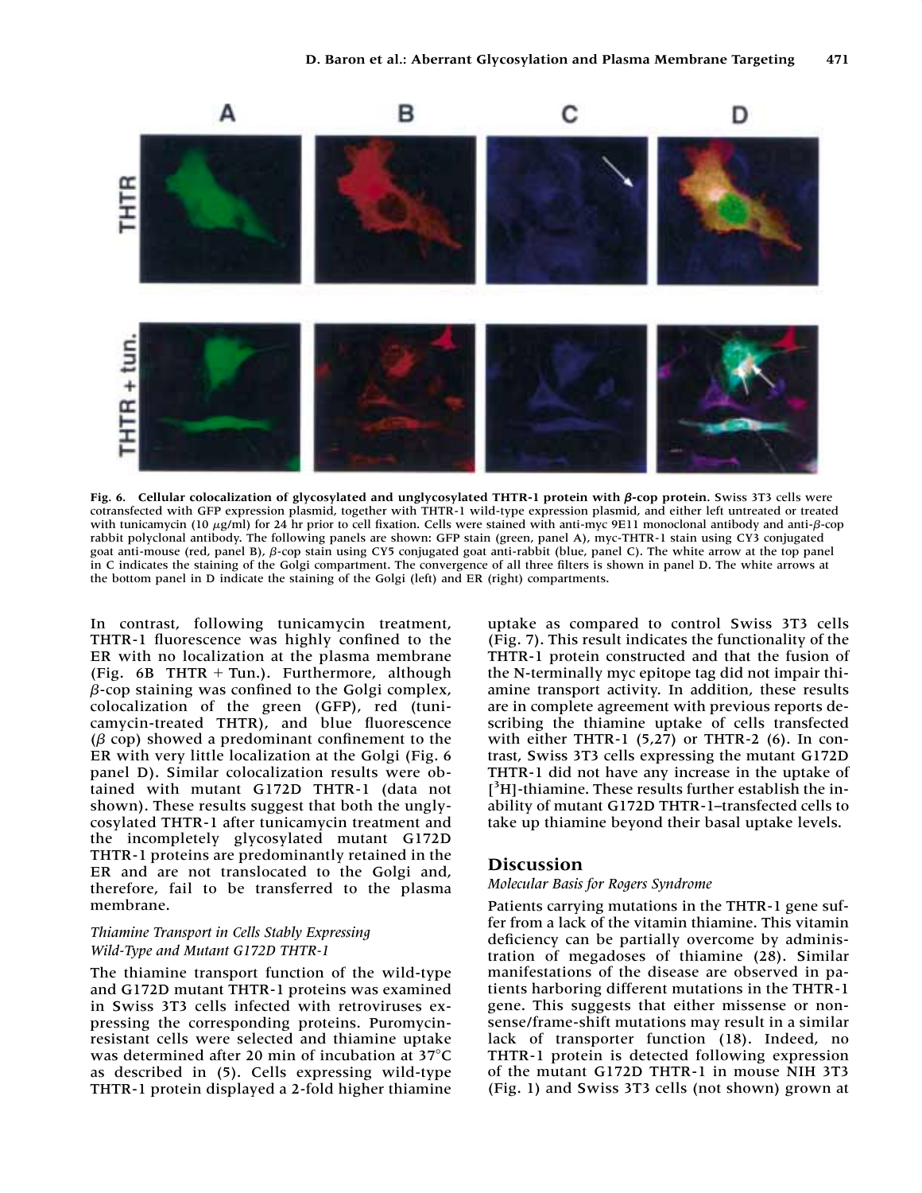Fig. 6. **Cellular colocalization of glycosylated and unglycosylated THTR-1 protein with β-cop protein**. Swiss 3T3 cells were cotransfected with GFP expression plasmid, together with THTR-1 wild-type expression plasmid, and either left untreated or treated with tunicamycin (10 μg/ml) for 24 hr prior to cell fixation. Cells were stained with anti-myc 9E11 monoclonal antibody and anti-β-cop rabbit polyclonal antibody. The following panels are shown: GFP stain (green, panel A), myc-THTR-1 stain using CY3 conjugated goat anti-mouse (red, panel B), β-cop stain using CY5 conjugated goat anti-rabbit (blue, panel C). The white arrow at the top panel in C indicates the staining of the Golgi compartment. The convergence of all three filters is shown in panel D. The white arrows at the bottom panel in D indicate the staining of the Golgi (left) and ER (right) compartments.

In contrast, following tunicamycin treatment, THTR-1 fluorescence was highly confined to the ER with no localization at the plasma membrane (Fig. 6B THTR + Tun.). Furthermore, although β-cop staining was confined to the Golgi complex, colocalization of the green (GFP), red (tunicamycin-treated THTR), and blue fluorescence (β cop) showed a predominant confinement to the ER with very little localization at the Golgi (Fig. 6 panel D). Similar colocalization results were obtained with mutant G172D THTR-1 (data not shown). These results suggest that both the unglycosylated THTR-1 after tunicamycin treatment and the incompletely glycosylated mutant G172D THTR-1 proteins are predominantly retained in the ER and are not translocated to the Golgi and, therefore, fail to be transferred to the plasma membrane.

### *Thiamine Transport in Cells Stably Expressing Wild-Type and Mutant G172D THTR-1*

The thiamine transport function of the wild-type and G172D mutant THTR-1 proteins was examined in Swiss 3T3 cells infected with retroviruses expressing the corresponding proteins. Puromycin-resistant cells were selected and thiamine uptake was determined after 20 min of incubation at 37°C as described in (5). Cells expressing wild-type THTR-1 protein displayed a 2-fold higher thiamine uptake as compared to control Swiss 3T3 cells (Fig. 7). This result indicates the functionality of the THTR-1 protein constructed and that the fusion of the N-terminally myc epitope tag did not impair thiamine transport activity. In addition, these results are in complete agreement with previous reports describing the thiamine uptake of cells transfected with either THTR-1 (5,27) or THTR-2 (6). In contrast, Swiss 3T3 cells expressing the mutant G172D THTR-1 did not have any increase in the uptake of [$^{3}$H]-thiamine. These results further establish the inability of mutant G172D THTR-1–transfected cells to take up thiamine beyond their basal uptake levels.

## Discussion

### *Molecular Basis for Rogers Syndrome*

Patients carrying mutations in the THTR-1 gene suffer from a lack of the vitamin thiamine. This vitamin deficiency can be partially overcome by administration of megadoses of thiamine (28). Similar manifestations of the disease are observed in patients harboring different mutations in the THTR-1 gene. This suggests that either missense or nonsense/frame-shift mutations may result in a similar lack of transporter function (18). Indeed, no THTR-1 protein is detected following expression of the mutant G172D THTR-1 in mouse NIH 3T3 (Fig. 1) and Swiss 3T3 cells (not shown) grown at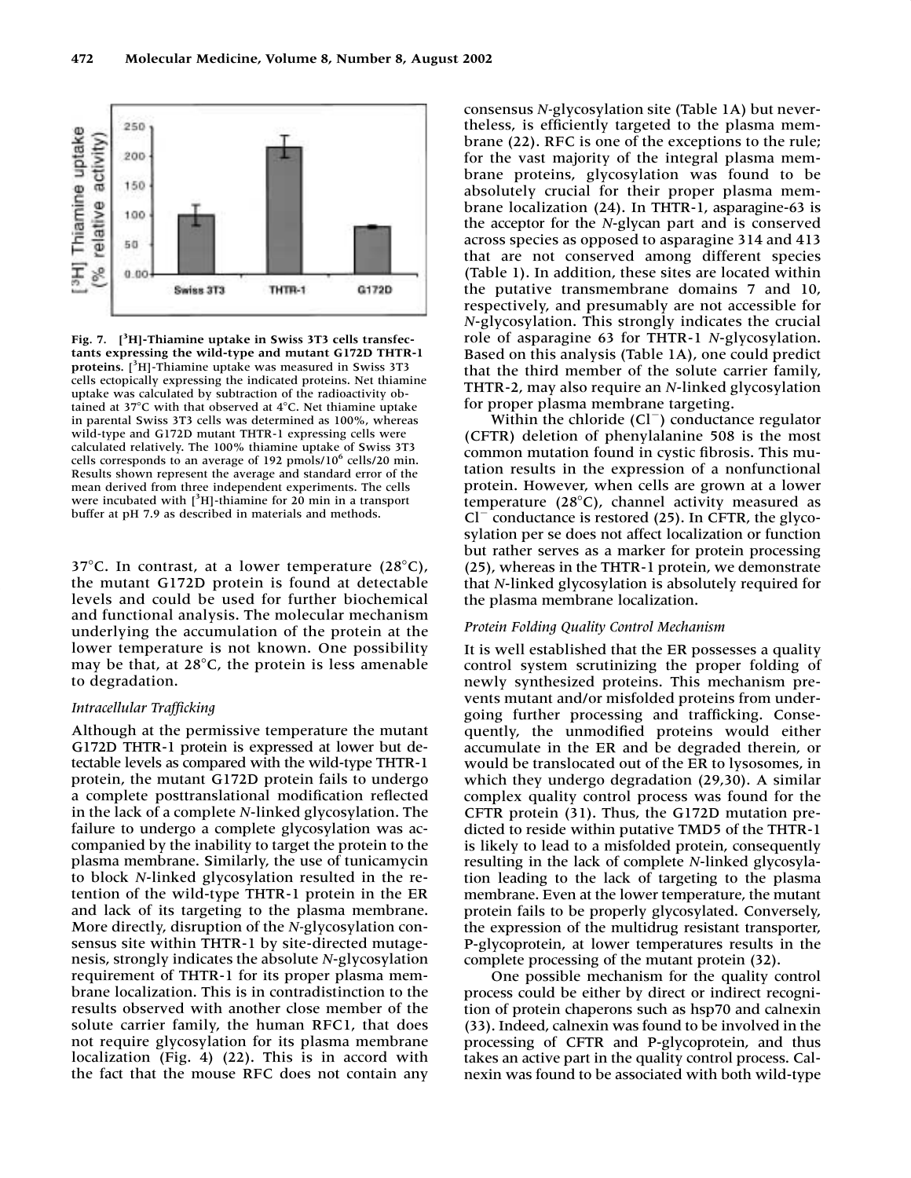Fig. 7. **[$^3$H]-Thiamine uptake in Swiss 3T3 cells transfectants expressing the wild-type and mutant G172D THTR-1 proteins.** [$^3$H]-Thiamine uptake was measured in Swiss 3T3 cells ectopically expressing the indicated proteins. Net thiamine uptake was calculated by subtraction of the radioactivity obtained at 37°C with that observed at 4°C. Net thiamine uptake in parental Swiss 3T3 cells was determined as 100%, whereas wild-type and G172D mutant THTR-1 expressing cells were calculated relatively. The 100% thiamine uptake of Swiss 3T3 cells corresponds to an average of 192 pmols/$10^6$ cells/20 min. Results shown represent the average and standard error of the mean derived from three independent experiments. The cells were incubated with [$^3$H]-thiamine for 20 min in a transport buffer at pH 7.9 as described in materials and methods.

37°C. In contrast, at a lower temperature (28°C), the mutant G172D protein is found at detectable levels and could be used for further biochemical and functional analysis. The molecular mechanism underlying the accumulation of the protein at the lower temperature is not known. One possibility may be that, at 28°C, the protein is less amenable to degradation.

### *Intracellular Trafficking*

Although at the permissive temperature the mutant G172D THTR-1 protein is expressed at lower but detectable levels as compared with the wild-type THTR-1 protein, the mutant G172D protein fails to undergo a complete posttranslational modification reflected in the lack of a complete *N*-linked glycosylation. The failure to undergo a complete glycosylation was accompanied by the inability to target the protein to the plasma membrane. Similarly, the use of tunicamycin to block *N*-linked glycosylation resulted in the retention of the wild-type THTR-1 protein in the ER and lack of its targeting to the plasma membrane. More directly, disruption of the *N*-glycosylation consensus site within THTR-1 by site-directed mutagenesis, strongly indicates the absolute *N*-glycosylation requirement of THTR-1 for its proper plasma membrane localization. This is in contradistinction to the results observed with another close member of the solute carrier family, the human RFC1, that does not require glycosylation for its plasma membrane localization (Fig. 4) (22). This is in accord with the fact that the mouse RFC does not contain any consensus *N*-glycosylation site (Table 1A) but nevertheless, is efficiently targeted to the plasma membrane (22). RFC is one of the exceptions to the rule; for the vast majority of the integral plasma membrane proteins, glycosylation was found to be absolutely crucial for their proper plasma membrane localization (24). In THTR-1, asparagine-63 is the acceptor for the *N*-glycan part and is conserved across species as opposed to asparagine 314 and 413 that are not conserved among different species (Table 1). In addition, these sites are located within the putative transmembrane domains 7 and 10, respectively, and presumably are not accessible for *N*-glycosylation. This strongly indicates the crucial role of asparagine 63 for THTR-1 *N*-glycosylation. Based on this analysis (Table 1A), one could predict that the third member of the solute carrier family, THTR-2, may also require an *N*-linked glycosylation for proper plasma membrane targeting.

Within the chloride ($Cl^-$) conductance regulator (CFTR) deletion of phenylalanine 508 is the most common mutation found in cystic fibrosis. This mutation results in the expression of a nonfunctional protein. However, when cells are grown at a lower temperature (28°C), channel activity measured as $Cl^-$ conductance is restored (25). In CFTR, the glycosylation per se does not affect localization or function but rather serves as a marker for protein processing (25), whereas in the THTR-1 protein, we demonstrate that *N*-linked glycosylation is absolutely required for the plasma membrane localization.

### *Protein Folding Quality Control Mechanism*

It is well established that the ER possesses a quality control system scrutinizing the proper folding of newly synthesized proteins. This mechanism prevents mutant and/or misfolded proteins from undergoing further processing and trafficking. Consequently, the unmodified proteins would either accumulate in the ER and be degraded therein, or would be translocated out of the ER to lysosomes, in which they undergo degradation (29,30). A similar complex quality control process was found for the CFTR protein (31). Thus, the G172D mutation predicted to reside within putative TMD5 of the THTR-1 is likely to lead to a misfolded protein, consequently resulting in the lack of complete *N*-linked glycosylation leading to the lack of targeting to the plasma membrane. Even at the lower temperature, the mutant protein fails to be properly glycosylated. Conversely, the expression of the multidrug resistant transporter, P-glycoprotein, at lower temperatures results in the complete processing of the mutant protein (32).

One possible mechanism for the quality control process could be either by direct or indirect recognition of protein chaperons such as hsp70 and calnexin (33). Indeed, calnexin was found to be involved in the processing of CFTR and P-glycoprotein, and thus takes an active part in the quality control process. Calnexin was found to be associated with both wild-type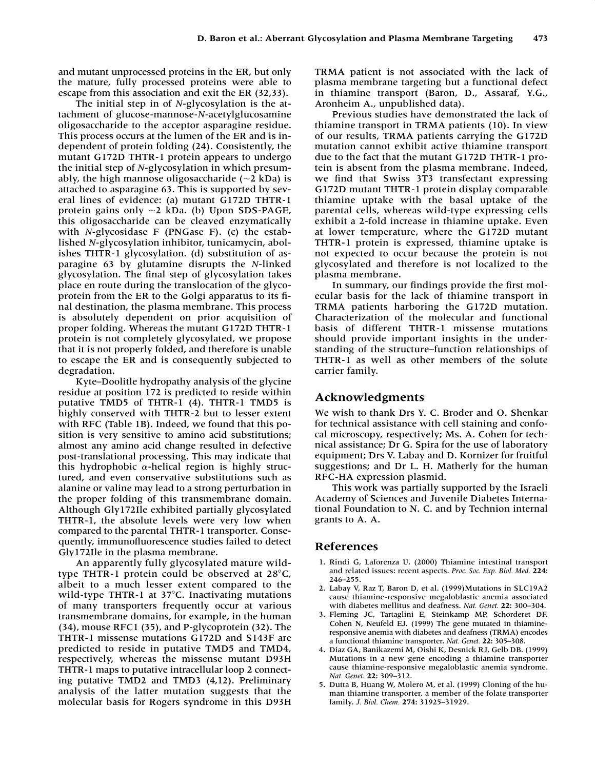and mutant unprocessed proteins in the ER, but only the mature, fully processed proteins were able to escape from this association and exit the ER (32,33).

The initial step in of *N*-glycosylation is the attachment of glucose-mannose-*N*-acetylglucosamine oligosaccharide to the acceptor asparagine residue. This process occurs at the lumen of the ER and is independent of protein folding (24). Consistently, the mutant G172D THTR-1 protein appears to undergo the initial step of *N*-glycosylation in which presumably, the high mannose oligosaccharide (~2 kDa) is attached to asparagine 63. This is supported by several lines of evidence: (a) mutant G172D THTR-1 protein gains only ~2 kDa. (b) Upon SDS-PAGE, this oligosaccharide can be cleaved enzymatically with *N*-glycosidase F (PNGase F). (c) the established *N*-glycosylation inhibitor, tunicamycin, abolishes THTR-1 glycosylation. (d) substitution of asparagine 63 by glutamine disrupts the *N*-linked glycosylation. The final step of glycosylation takes place en route during the translocation of the glycoprotein from the ER to the Golgi apparatus to its final destination, the plasma membrane. This process is absolutely dependent on prior acquisition of proper folding. Whereas the mutant G172D THTR-1 protein is not completely glycosylated, we propose that it is not properly folded, and therefore is unable to escape the ER and is consequently subjected to degradation.

Kyte–Doolitle hydropathy analysis of the glycine residue at position 172 is predicted to reside within putative TMD5 of THTR-1 (4). THTR-1 TMD5 is highly conserved with THTR-2 but to lesser extent with RFC (Table 1B). Indeed, we found that this position is very sensitive to amino acid substitutions; almost any amino acid change resulted in defective post-translational processing. This may indicate that this hydrophobic $\alpha$-helical region is highly structured, and even conservative substitutions such as alanine or valine may lead to a strong perturbation in the proper folding of this transmembrane domain. Although Gly172Ile exhibited partially glycosylated THTR-1, the absolute levels were very low when compared to the parental THTR-1 transporter. Consequently, immunofluorescence studies failed to detect Gly172Ile in the plasma membrane.

An apparently fully glycosylated mature wild-type THTR-1 protein could be observed at 28°C, albeit to a much lesser extent compared to the wild-type THTR-1 at 37°C. Inactivating mutations of many transporters frequently occur at various transmembrane domains, for example, in the human (34), mouse RFC1 (35), and P-glycoprotein (32). The THTR-1 missense mutations G172D and S143F are predicted to reside in putative TMD5 and TMD4, respectively, whereas the missense mutant D93H THTR-1 maps to putative intracellular loop 2 connecting putative TMD2 and TMD3 (4,12). Preliminary analysis of the latter mutation suggests that the molecular basis for Rogers syndrome in this D93H TRMA patient is not associated with the lack of plasma membrane targeting but a functional defect in thiamine transport (Baron, D., Assaraf, Y.G., Aronheim A., unpublished data).

Previous studies have demonstrated the lack of thiamine transport in TRMA patients (10). In view of our results, TRMA patients carrying the G172D mutation cannot exhibit active thiamine transport due to the fact that the mutant G172D THTR-1 protein is absent from the plasma membrane. Indeed, we find that Swiss 3T3 transfectant expressing G172D mutant THTR-1 protein display comparable thiamine uptake with the basal uptake of the parental cells, whereas wild-type expressing cells exhibit a 2-fold increase in thiamine uptake. Even at lower temperature, where the G172D mutant THTR-1 protein is expressed, thiamine uptake is not expected to occur because the protein is not glycosylated and therefore is not localized to the plasma membrane.

In summary, our findings provide the first molecular basis for the lack of thiamine transport in TRMA patients harboring the G172D mutation. Characterization of the molecular and functional basis of different THTR-1 missense mutations should provide important insights in the understanding of the structure–function relationships of THTR-1 as well as other members of the solute carrier family.

## Acknowledgments

We wish to thank Drs Y. C. Broder and O. Shenkar for technical assistance with cell staining and confocal microscopy, respectively; Ms. A. Cohen for technical assistance; Dr G. Spira for the use of laboratory equipment; Drs V. Labay and D. Kornizer for fruitful suggestions; and Dr L. H. Matherly for the human RFC-HA expression plasmid.

This work was partially supported by the Israeli Academy of Sciences and Juvenile Diabetes International Foundation to N. C. and by Technion internal grants to A. A.

## References

1. Rindi G, Laforenza U. (2000) Thiamine intestinal transport and related issues: recent aspects. *Proc. Soc. Exp. Biol. Med.* **224:** 246–255.
2. Labay V, Raz T, Baron D, et al. (1999)Mutations in SLC19A2 cause thiamine-responsive megaloblastic anemia associated with diabetes mellitus and deafness. *Nat. Genet.* **22:** 300–304.
3. Fleming JC, Tartaglini E, Steinkamp MP, Schorderet DF, Cohen N, Neufeld EJ. (1999) The gene mutated in thiamine-responsive anemia with diabetes and deafness (TRMA) encodes a functional thiamine transporter. *Nat. Genet.* **22:** 305–308.
4. Diaz GA, Banikazemi M, Oishi K, Desnick RJ, Gelb DB. (1999) Mutations in a new gene encoding a thiamine transporter cause thiamine-responsive megaloblastic anemia syndrome. *Nat. Genet.* **22:** 309–312.
5. Dutta B, Huang W, Molero M, et al. (1999) Cloning of the human thiamine transporter, a member of the folate transporter family. *J. Biol. Chem.* **274:** 31925–31929.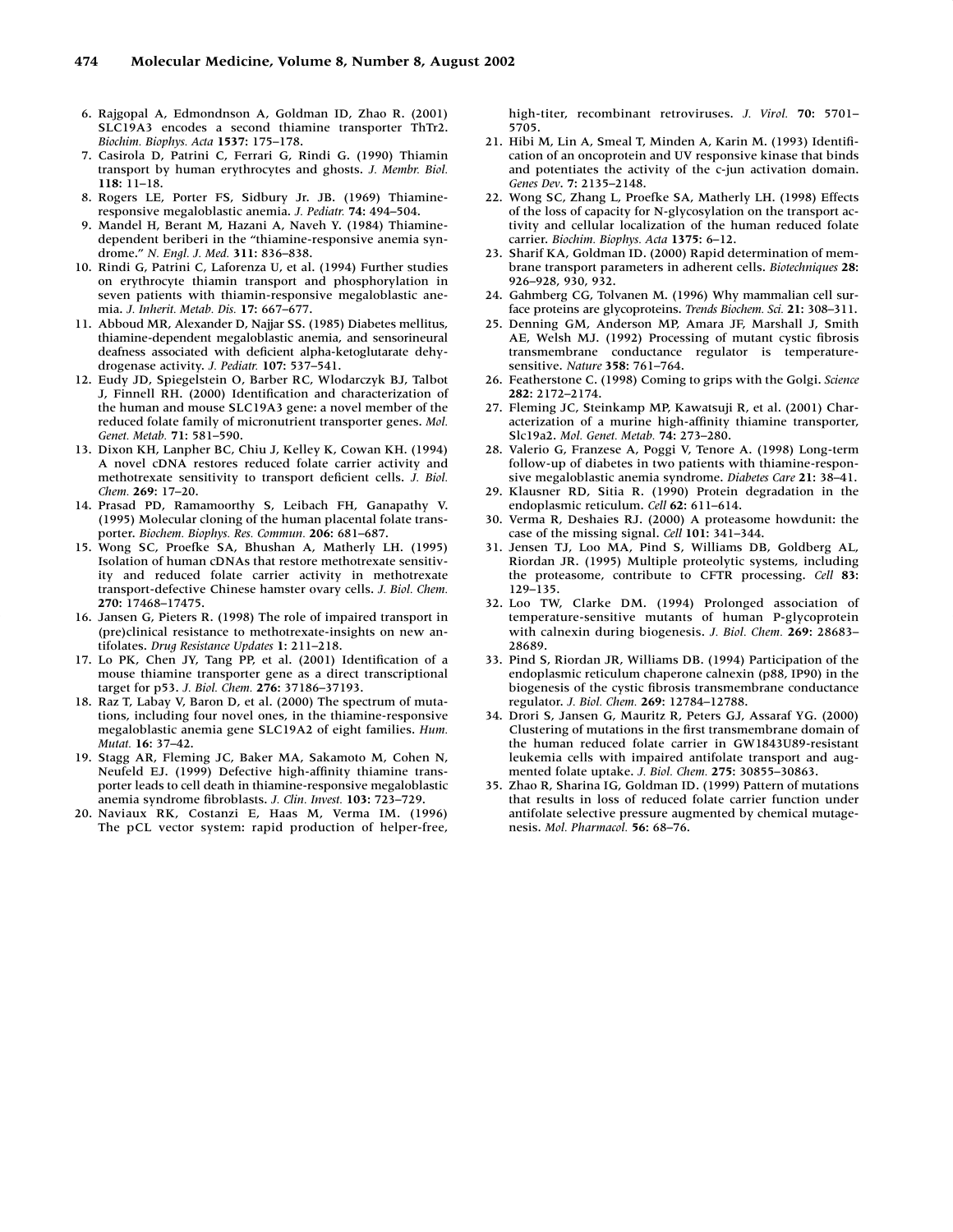6. Rajgopal A, Edmondnson A, Goldman ID, Zhao R. (2001) SLC19A3 encodes a second thiamine transporter ThTr2. *Biochim. Biophys. Acta* **1537**: 175–178.
7. Casirola D, Patrini C, Ferrari G, Rindi G. (1990) Thiamin transport by human erythrocytes and ghosts. *J. Membr. Biol.* **118**: 11–18.
8. Rogers LE, Porter FS, Sidbury Jr. JB. (1969) Thiamine-responsive megaloblastic anemia. *J. Pediatr.* **74**: 494–504.
9. Mandel H, Berant M, Hazani A, Naveh Y. (1984) Thiamine-dependent beriberi in the "thiamine-responsive anemia syndrome." *N. Engl. J. Med.* **311**: 836–838.
10. Rindi G, Patrini C, Laforenza U, et al. (1994) Further studies on erythrocyte thiamin transport and phosphorylation in seven patients with thiamin-responsive megaloblastic anemia. *J. Inherit. Metab. Dis.* **17**: 667–677.
11. Abboud MR, Alexander D, Najjar SS. (1985) Diabetes mellitus, thiamine-dependent megaloblastic anemia, and sensorineural deafness associated with deficient alpha-ketoglutarate dehydrogenase activity. *J. Pediatr.* **107**: 537–541.
12. Eudy JD, Spiegelstein O, Barber RC, Wlodarczyk BJ, Talbot J, Finnell RH. (2000) Identification and characterization of the human and mouse SLC19A3 gene: a novel member of the reduced folate family of micronutrient transporter genes. *Mol. Genet. Metab.* **71**: 581–590.
13. Dixon KH, Lanpher BC, Chiu J, Kelley K, Cowan KH. (1994) A novel cDNA restores reduced folate carrier activity and methotrexate sensitivity to transport deficient cells. *J. Biol. Chem.* **269**: 17–20.
14. Prasad PD, Ramamoorthy S, Leibach FH, Ganapathy V. (1995) Molecular cloning of the human placental folate transporter. *Biochem. Biophys. Res. Commun.* **206**: 681–687.
15. Wong SC, Proefke SA, Bhushan A, Matherly LH. (1995) Isolation of human cDNAs that restore methotrexate sensitivity and reduced folate carrier activity in methotrexate transport-defective Chinese hamster ovary cells. *J. Biol. Chem.* **270**: 17468–17475.
16. Jansen G, Pieters R. (1998) The role of impaired transport in (pre)clinical resistance to methotrexate-insights on new antifolates. *Drug Resistance Updates* **1**: 211–218.
17. Lo PK, Chen JY, Tang PP, et al. (2001) Identification of a mouse thiamine transporter gene as a direct transcriptional target for p53. *J. Biol. Chem.* **276**: 37186–37193.
18. Raz T, Labay V, Baron D, et al. (2000) The spectrum of mutations, including four novel ones, in the thiamine-responsive megaloblastic anemia gene SLC19A2 of eight families. *Hum. Mutat.* **16**: 37–42.
19. Stagg AR, Fleming JC, Baker MA, Sakamoto M, Cohen N, Neufeld EJ. (1999) Defective high-affinity thiamine transporter leads to cell death in thiamine-responsive megaloblastic anemia syndrome fibroblasts. *J. Clin. Invest.* **103**: 723–729.
20. Naviaux RK, Costanzi E, Haas M, Verma IM. (1996) The pCL vector system: rapid production of helper-free, high-titer, recombinant retroviruses. *J. Virol.* **70**: 5701–5705.
21. Hibi M, Lin A, Smeal T, Minden A, Karin M. (1993) Identification of an oncoprotein and UV responsive kinase that binds and potentiates the activity of the c-jun activation domain. *Genes Dev*. **7**: 2135–2148.
22. Wong SC, Zhang L, Proefke SA, Matherly LH. (1998) Effects of the loss of capacity for N-glycosylation on the transport activity and cellular localization of the human reduced folate carrier. *Biochim. Biophys. Acta* **1375**: 6–12.
23. Sharif KA, Goldman ID. (2000) Rapid determination of membrane transport parameters in adherent cells. *Biotechniques* **28**: 926–928, 930, 932.
24. Gahmberg CG, Tolvanen M. (1996) Why mammalian cell surface proteins are glycoproteins. *Trends Biochem. Sci.* **21**: 308–311.
25. Denning GM, Anderson MP, Amara JF, Marshall J, Smith AE, Welsh MJ. (1992) Processing of mutant cystic fibrosis transmembrane conductance regulator is temperature-sensitive. *Nature* **358**: 761–764.
26. Featherstone C. (1998) Coming to grips with the Golgi. *Science* **282**: 2172–2174.
27. Fleming JC, Steinkamp MP, Kawatsuji R, et al. (2001) Characterization of a murine high-affinity thiamine transporter, Slc19a2. *Mol. Genet. Metab.* **74**: 273–280.
28. Valerio G, Franzese A, Poggi V, Tenore A. (1998) Long-term follow-up of diabetes in two patients with thiamine-responsive megaloblastic anemia syndrome. *Diabetes Care* **21**: 38–41.
29. Klausner RD, Sitia R. (1990) Protein degradation in the endoplasmic reticulum. *Cell* **62**: 611–614.
30. Verma R, Deshaies RJ. (2000) A proteasome howdunit: the case of the missing signal. *Cell* **101**: 341–344.
31. Jensen TJ, Loo MA, Pind S, Williams DB, Goldberg AL, Riordan JR. (1995) Multiple proteolytic systems, including the proteasome, contribute to CFTR processing. *Cell* **83**: 129–135.
32. Loo TW, Clarke DM. (1994) Prolonged association of temperature-sensitive mutants of human P-glycoprotein with calnexin during biogenesis. *J. Biol. Chem.* **269**: 28683–28689.
33. Pind S, Riordan JR, Williams DB. (1994) Participation of the endoplasmic reticulum chaperone calnexin (p88, IP90) in the biogenesis of the cystic fibrosis transmembrane conductance regulator. *J. Biol. Chem.* **269**: 12784–12788.
34. Drori S, Jansen G, Mauritz R, Peters GJ, Assaraf YG. (2000) Clustering of mutations in the first transmembrane domain of the human reduced folate carrier in GW1843U89-resistant leukemia cells with impaired antifolate transport and augmented folate uptake. *J. Biol. Chem.* **275**: 30855–30863.
35. Zhao R, Sharina IG, Goldman ID. (1999) Pattern of mutations that results in loss of reduced folate carrier function under antifolate selective pressure augmented by chemical mutagenesis. *Mol. Pharmacol.* **56**: 68–76.